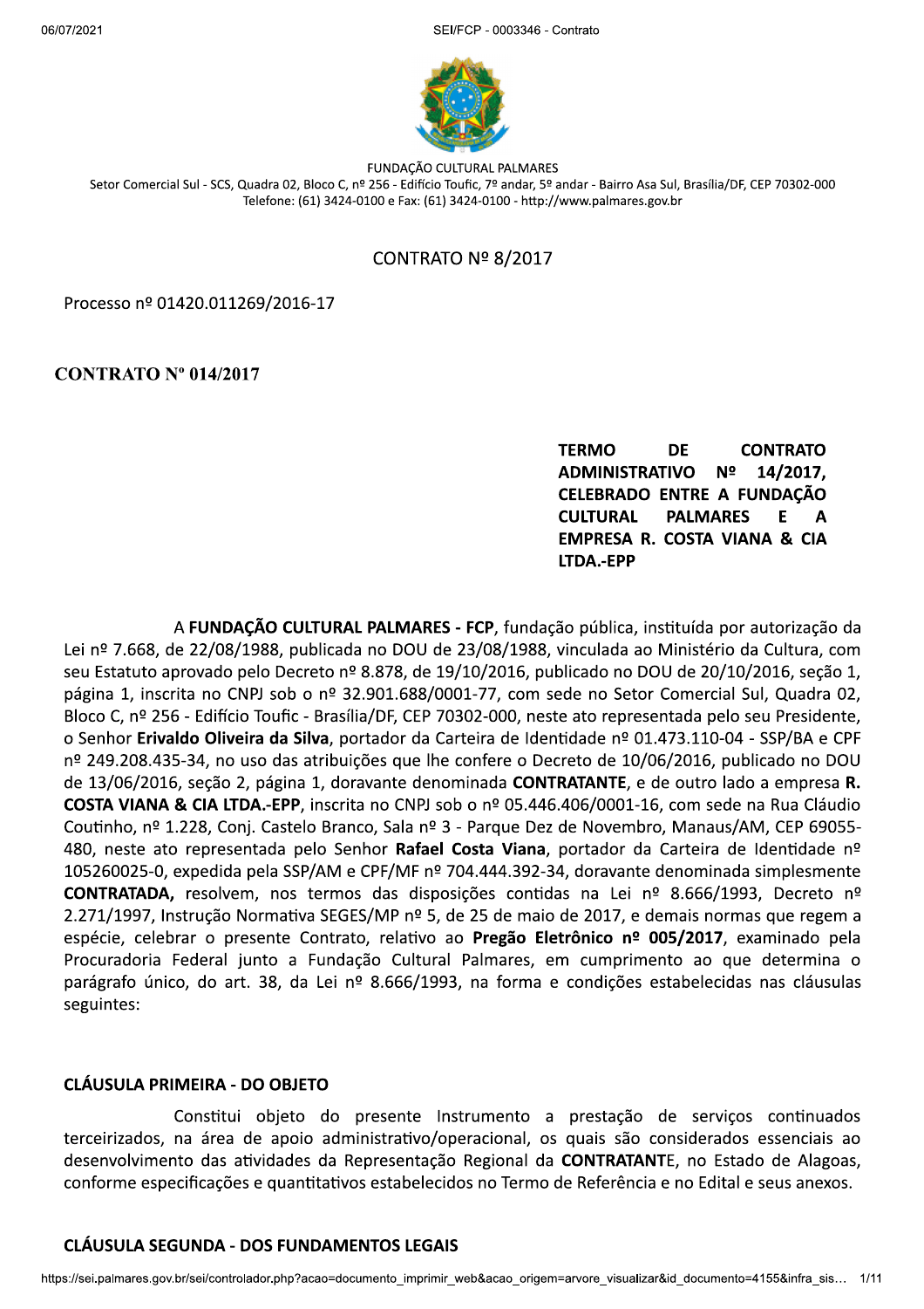FUNDAÇÃO CULTURAL PALMARES

Setor Comercial Sul - SCS, Quadra 02, Bloco C, nº 256 - Edifício Toufic, 7º andar, 5º andar - Bairro Asa Sul, Brasília/DF, CEP 70302-000
Telefone: (61) 3424-0100 e Fax: (61) 3424-0100 - http://www.palmares.gov.br

# CONTRATO Nº 8/2017

Processo nº 01420.011269/2016-17

**CONTRATO Nº 014/2017**

**TERMO DE CONTRATO ADMINISTRATIVO Nº 14/2017, CELEBRADO ENTRE A FUNDAÇÃO CULTURAL PALMARES E A EMPRESA R. COSTA VIANA & CIA LTDA.-EPP**

A **FUNDAÇÃO CULTURAL PALMARES - FCP**, fundação pública, instituída por autorização da Lei nº 7.668, de 22/08/1988, publicada no DOU de 23/08/1988, vinculada ao Ministério da Cultura, com seu Estatuto aprovado pelo Decreto nº 8.878, de 19/10/2016, publicado no DOU de 20/10/2016, seção 1, página 1, inscrita no CNPJ sob o nº 32.901.688/0001-77, com sede no Setor Comercial Sul, Quadra 02, Bloco C, nº 256 - Edifício Toufic - Brasília/DF, CEP 70302-000, neste ato representada pelo seu Presidente, o Senhor **Erivaldo Oliveira da Silva**, portador da Carteira de Identidade nº 01.473.110-04 - SSP/BA e CPF nº 249.208.435-34, no uso das atribuições que lhe confere o Decreto de 10/06/2016, publicado no DOU de 13/06/2016, seção 2, página 1, doravante denominada **CONTRATANTE**, e de outro lado a empresa **R. COSTA VIANA & CIA LTDA.-EPP**, inscrita no CNPJ sob o nº 05.446.406/0001-16, com sede na Rua Cláudio Coutinho, nº 1.228, Conj. Castelo Branco, Sala nº 3 - Parque Dez de Novembro, Manaus/AM, CEP 69055-480, neste ato representada pelo Senhor **Rafael Costa Viana**, portador da Carteira de Identidade nº 105260025-0, expedida pela SSP/AM e CPF/MF nº 704.444.392-34, doravante denominada simplesmente **CONTRATADA,** resolvem, nos termos das disposições contidas na Lei nº 8.666/1993, Decreto nº 2.271/1997, Instrução Normativa SEGES/MP nº 5, de 25 de maio de 2017, e demais normas que regem a espécie, celebrar o presente Contrato, relativo ao **Pregão Eletrônico nº 005/2017**, examinado pela Procuradoria Federal junto a Fundação Cultural Palmares, em cumprimento ao que determina o parágrafo único, do art. 38, da Lei nº 8.666/1993, na forma e condições estabelecidas nas cláusulas seguintes:

## CLÁUSULA PRIMEIRA - DO OBJETO

Constitui objeto do presente Instrumento a prestação de serviços continuados terceirizados, na área de apoio administrativo/operacional, os quais são considerados essenciais ao desenvolvimento das atividades da Representação Regional da **CONTRATANT**E, no Estado de Alagoas, conforme especificações e quantitativos estabelecidos no Termo de Referência e no Edital e seus anexos.

## CLÁUSULA SEGUNDA - DOS FUNDAMENTOS LEGAIS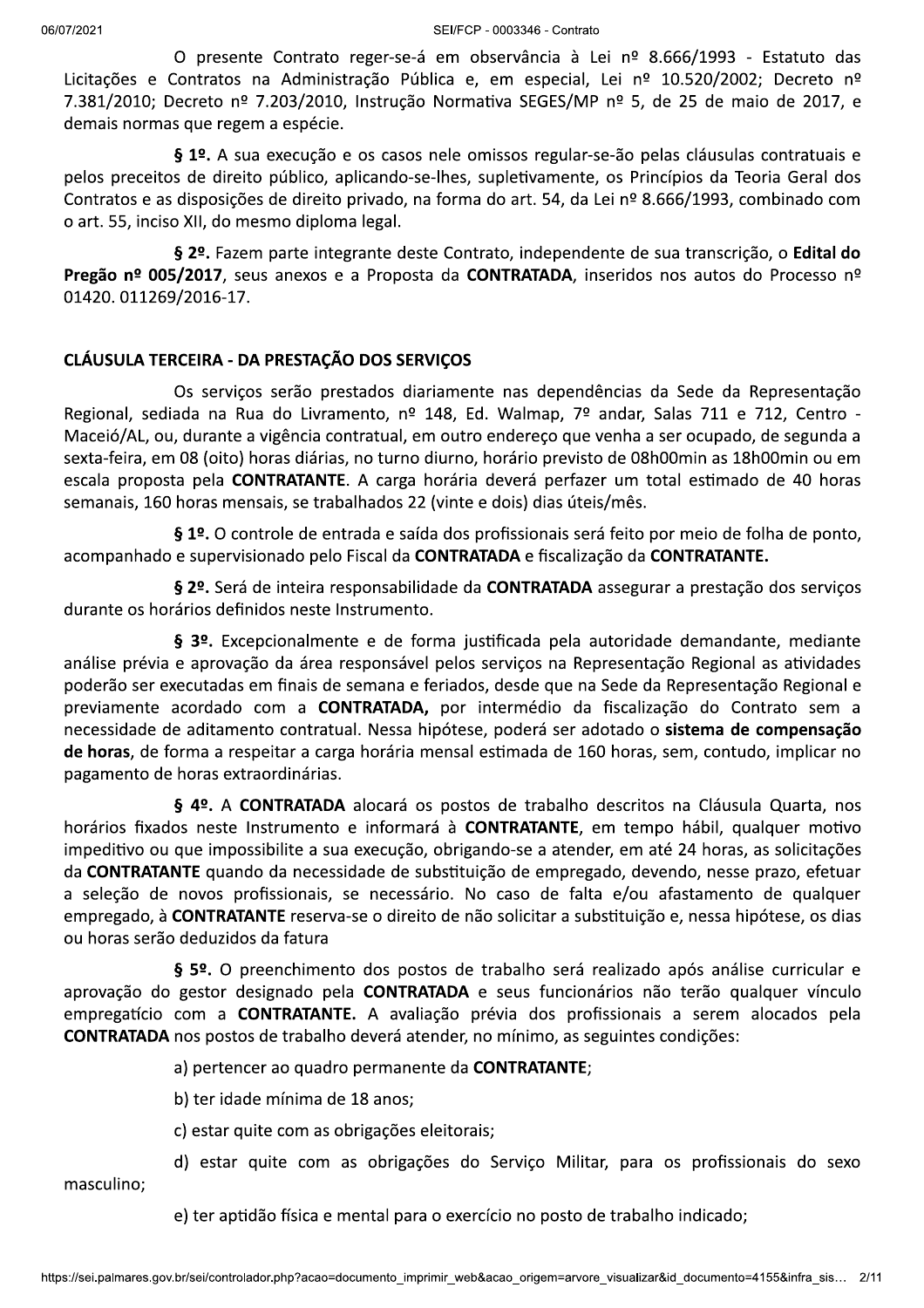O presente Contrato reger-se-á em observância à Lei nº 8.666/1993 - Estatuto das Licitações e Contratos na Administração Pública e, em especial, Lei nº 10.520/2002; Decreto nº 7.381/2010; Decreto nº 7.203/2010, Instrução Normativa SEGES/MP nº 5, de 25 de maio de 2017, e demais normas que regem a espécie.

**§ 1º.** A sua execução e os casos nele omissos regular-se-ão pelas cláusulas contratuais e pelos preceitos de direito público, aplicando-se-lhes, supletivamente, os Princípios da Teoria Geral dos Contratos e as disposições de direito privado, na forma do art. 54, da Lei nº 8.666/1993, combinado com o art. 55, inciso XII, do mesmo diploma legal.

**§ 2º.** Fazem parte integrante deste Contrato, independente de sua transcrição, o **Edital do Pregão nº 005/2017**, seus anexos e a Proposta da **CONTRATADA**, inseridos nos autos do Processo nº 01420. 011269/2016-17.

## CLÁUSULA TERCEIRA - DA PRESTAÇÃO DOS SERVIÇOS

Os serviços serão prestados diariamente nas dependências da Sede da Representação Regional, sediada na Rua do Livramento, nº 148, Ed. Walmap, 7º andar, Salas 711 e 712, Centro - Maceió/AL, ou, durante a vigência contratual, em outro endereço que venha a ser ocupado, de segunda a sexta-feira, em 08 (oito) horas diárias, no turno diurno, horário previsto de 08h00min as 18h00min ou em escala proposta pela **CONTRATANTE**. A carga horária deverá perfazer um total estimado de 40 horas semanais, 160 horas mensais, se trabalhados 22 (vinte e dois) dias úteis/mês.

**§ 1º.** O controle de entrada e saída dos profissionais será feito por meio de folha de ponto, acompanhado e supervisionado pelo Fiscal da **CONTRATADA** e fiscalização da **CONTRATANTE.**

**§ 2º.** Será de inteira responsabilidade da **CONTRATADA** assegurar a prestação dos serviços durante os horários definidos neste Instrumento.

**§ 3º.** Excepcionalmente e de forma justificada pela autoridade demandante, mediante análise prévia e aprovação da área responsável pelos serviços na Representação Regional as atividades poderão ser executadas em finais de semana e feriados, desde que na Sede da Representação Regional e previamente acordado com a **CONTRATADA,** por intermédio da fiscalização do Contrato sem a necessidade de aditamento contratual. Nessa hipótese, poderá ser adotado o **sistema de compensação de horas**, de forma a respeitar a carga horária mensal estimada de 160 horas, sem, contudo, implicar no pagamento de horas extraordinárias.

**§ 4º.** A **CONTRATADA** alocará os postos de trabalho descritos na Cláusula Quarta, nos horários fixados neste Instrumento e informará à **CONTRATANTE**, em tempo hábil, qualquer motivo impeditivo ou que impossibilite a sua execução, obrigando-se a atender, em até 24 horas, as solicitações da **CONTRATANTE** quando da necessidade de substituição de empregado, devendo, nesse prazo, efetuar a seleção de novos profissionais, se necessário. No caso de falta e/ou afastamento de qualquer empregado, à **CONTRATANTE** reserva-se o direito de não solicitar a substituição e, nessa hipótese, os dias ou horas serão deduzidos da fatura

**§ 5º.** O preenchimento dos postos de trabalho será realizado após análise curricular e aprovação do gestor designado pela **CONTRATADA** e seus funcionários não terão qualquer vínculo empregatício com a **CONTRATANTE.** A avaliação prévia dos profissionais a serem alocados pela **CONTRATADA** nos postos de trabalho deverá atender, no mínimo, as seguintes condições:

a) pertencer ao quadro permanente da **CONTRATANTE**;

b) ter idade mínima de 18 anos;

c) estar quite com as obrigações eleitorais;

d) estar quite com as obrigações do Serviço Militar, para os profissionais do sexo masculino;

e) ter aptidão física e mental para o exercício no posto de trabalho indicado;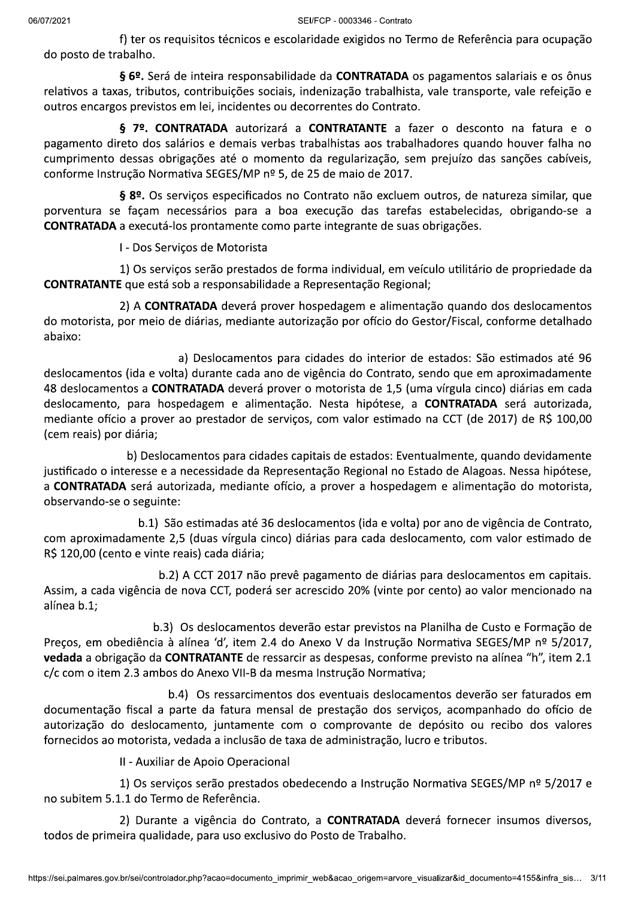f) ter os requisitos técnicos e escolaridade exigidos no Termo de Referência para ocupação do posto de trabalho.

**§ 6º.** Será de inteira responsabilidade da **CONTRATADA** os pagamentos salariais e os ônus relativos a taxas, tributos, contribuições sociais, indenização trabalhista, vale transporte, vale refeição e outros encargos previstos em lei, incidentes ou decorrentes do Contrato.

**§ 7º. CONTRATADA** autorizará a **CONTRATANTE** a fazer o desconto na fatura e o pagamento direto dos salários e demais verbas trabalhistas aos trabalhadores quando houver falha no cumprimento dessas obrigações até o momento da regularização, sem prejuízo das sanções cabíveis, conforme Instrução Normativa SEGES/MP nº 5, de 25 de maio de 2017.

**§ 8º.** Os serviços especificados no Contrato não excluem outros, de natureza similar, que porventura se façam necessários para a boa execução das tarefas estabelecidas, obrigando-se a **CONTRATADA** a executá-los prontamente como parte integrante de suas obrigações.

I - Dos Serviços de Motorista

1) Os serviços serão prestados de forma individual, em veículo utilitário de propriedade da **CONTRATANTE** que está sob a responsabilidade a Representação Regional;

2) A **CONTRATADA** deverá prover hospedagem e alimentação quando dos deslocamentos do motorista, por meio de diárias, mediante autorização por ofício do Gestor/Fiscal, conforme detalhado abaixo:

a) Deslocamentos para cidades do interior de estados: São estimados até 96 deslocamentos (ida e volta) durante cada ano de vigência do Contrato, sendo que em aproximadamente 48 deslocamentos a **CONTRATADA** deverá prover o motorista de 1,5 (uma vírgula cinco) diárias em cada deslocamento, para hospedagem e alimentação. Nesta hipótese, a **CONTRATADA** será autorizada, mediante ofício a prover ao prestador de serviços, com valor estimado na CCT (de 2017) de R$ 100,00 (cem reais) por diária;

b) Deslocamentos para cidades capitais de estados: Eventualmente, quando devidamente justificado o interesse e a necessidade da Representação Regional no Estado de Alagoas. Nessa hipótese, a **CONTRATADA** será autorizada, mediante ofício, a prover a hospedagem e alimentação do motorista, observando-se o seguinte:

b.1) São estimadas até 36 deslocamentos (ida e volta) por ano de vigência de Contrato, com aproximadamente 2,5 (duas vírgula cinco) diárias para cada deslocamento, com valor estimado de R$ 120,00 (cento e vinte reais) cada diária;

b.2) A CCT 2017 não prevê pagamento de diárias para deslocamentos em capitais. Assim, a cada vigência de nova CCT, poderá ser acrescido 20% (vinte por cento) ao valor mencionado na alínea b.1;

b.3) Os deslocamentos deverão estar previstos na Planilha de Custo e Formação de Preços, em obediência à alínea 'd', item 2.4 do Anexo V da Instrução Normativa SEGES/MP nº 5/2017, **vedada** a obrigação da **CONTRATANTE** de ressarcir as despesas, conforme previsto na alínea "h", item 2.1 c/c com o item 2.3 ambos do Anexo VII-B da mesma Instrução Normativa;

b.4) Os ressarcimentos dos eventuais deslocamentos deverão ser faturados em documentação fiscal a parte da fatura mensal de prestação dos serviços, acompanhado do ofício de autorização do deslocamento, juntamente com o comprovante de depósito ou recibo dos valores fornecidos ao motorista, vedada a inclusão de taxa de administração, lucro e tributos.

II - Auxiliar de Apoio Operacional

1) Os serviços serão prestados obedecendo a Instrução Normativa SEGES/MP nº 5/2017 e no subitem 5.1.1 do Termo de Referência.

2) Durante a vigência do Contrato, a **CONTRATADA** deverá fornecer insumos diversos, todos de primeira qualidade, para uso exclusivo do Posto de Trabalho.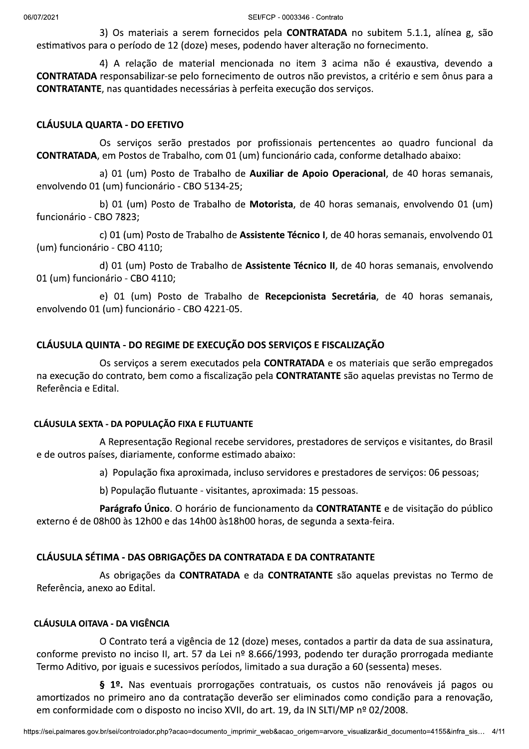3) Os materiais a serem fornecidos pela **CONTRATADA** no subitem 5.1.1, alínea g, são estimativos para o período de 12 (doze) meses, podendo haver alteração no fornecimento.

4) A relação de material mencionada no item 3 acima não é exaustiva, devendo a **CONTRATADA** responsabilizar-se pelo fornecimento de outros não previstos, a critério e sem ônus para a **CONTRATANTE**, nas quantidades necessárias à perfeita execução dos serviços.

## CLÁUSULA QUARTA - DO EFETIVO

Os serviços serão prestados por profissionais pertencentes ao quadro funcional da **CONTRATADA**, em Postos de Trabalho, com 01 (um) funcionário cada, conforme detalhado abaixo:

a) 01 (um) Posto de Trabalho de **Auxiliar de Apoio Operacional**, de 40 horas semanais, envolvendo 01 (um) funcionário - CBO 5134-25;

b) 01 (um) Posto de Trabalho de **Motorista**, de 40 horas semanais, envolvendo 01 (um) funcionário - CBO 7823;

c) 01 (um) Posto de Trabalho de **Assistente Técnico I**, de 40 horas semanais, envolvendo 01 (um) funcionário - CBO 4110;

d) 01 (um) Posto de Trabalho de **Assistente Técnico II**, de 40 horas semanais, envolvendo 01 (um) funcionário - CBO 4110;

e) 01 (um) Posto de Trabalho de **Recepcionista Secretária**, de 40 horas semanais, envolvendo 01 (um) funcionário - CBO 4221-05.

## CLÁUSULA QUINTA - DO REGIME DE EXECUÇÃO DOS SERVIÇOS E FISCALIZAÇÃO

Os serviços a serem executados pela **CONTRATADA** e os materiais que serão empregados na execução do contrato, bem como a fiscalização pela **CONTRATANTE** são aquelas previstas no Termo de Referência e Edital.

## CLÁUSULA SEXTA - DA POPULAÇÃO FIXA E FLUTUANTE

A Representação Regional recebe servidores, prestadores de serviços e visitantes, do Brasil e de outros países, diariamente, conforme estimado abaixo:

a) População fixa aproximada, incluso servidores e prestadores de serviços: 06 pessoas;

b) População flutuante - visitantes, aproximada: 15 pessoas.

**Parágrafo Único**. O horário de funcionamento da **CONTRATANTE** e de visitação do público externo é de 08h00 às 12h00 e das 14h00 às18h00 horas, de segunda a sexta-feira.

## CLÁUSULA SÉTIMA - DAS OBRIGAÇÕES DA CONTRATADA E DA CONTRATANTE

As obrigações da **CONTRATADA** e da **CONTRATANTE** são aquelas previstas no Termo de Referência, anexo ao Edital.

## CLÁUSULA OITAVA - DA VIGÊNCIA

O Contrato terá a vigência de 12 (doze) meses, contados a partir da data de sua assinatura, conforme previsto no inciso II, art. 57 da Lei nº 8.666/1993, podendo ter duração prorrogada mediante Termo Aditivo, por iguais e sucessivos períodos, limitado a sua duração a 60 (sessenta) meses.

**§ 1º.** Nas eventuais prorrogações contratuais, os custos não renováveis já pagos ou amortizados no primeiro ano da contratação deverão ser eliminados como condição para a renovação, em conformidade com o disposto no inciso XVII, do art. 19, da IN SLTI/MP nº 02/2008.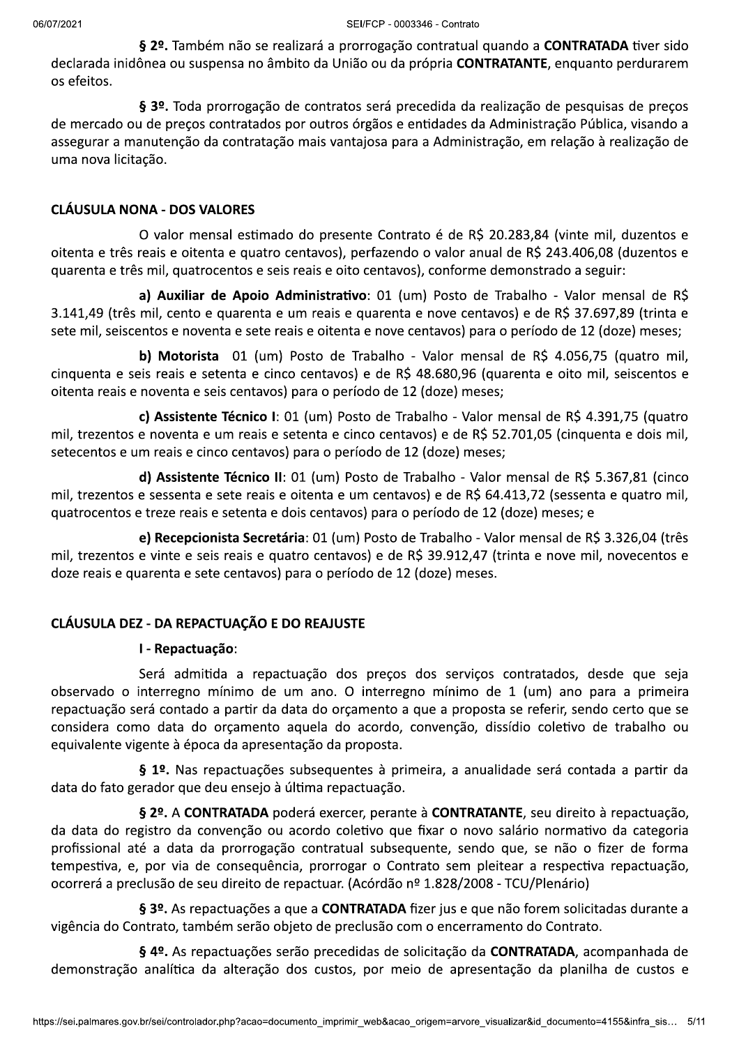**§ 2º.** Também não se realizará a prorrogação contratual quando a **CONTRATADA** tiver sido declarada inidônea ou suspensa no âmbito da União ou da própria **CONTRATANTE**, enquanto perdurarem os efeitos.

**§ 3º.** Toda prorrogação de contratos será precedida da realização de pesquisas de preços de mercado ou de preços contratados por outros órgãos e entidades da Administração Pública, visando a assegurar a manutenção da contratação mais vantajosa para a Administração, em relação à realização de uma nova licitação.

**CLÁUSULA NONA - DOS VALORES**

O valor mensal estimado do presente Contrato é de R$ 20.283,84 (vinte mil, duzentos e oitenta e três reais e oitenta e quatro centavos), perfazendo o valor anual de R$ 243.406,08 (duzentos e quarenta e três mil, quatrocentos e seis reais e oito centavos), conforme demonstrado a seguir:

**a) Auxiliar de Apoio Administrativo**: 01 (um) Posto de Trabalho - Valor mensal de R$ 3.141,49 (três mil, cento e quarenta e um reais e quarenta e nove centavos) e de R$ 37.697,89 (trinta e sete mil, seiscentos e noventa e sete reais e oitenta e nove centavos) para o período de 12 (doze) meses;

**b) Motorista** 01 (um) Posto de Trabalho - Valor mensal de R$ 4.056,75 (quatro mil, cinquenta e seis reais e setenta e cinco centavos) e de R$ 48.680,96 (quarenta e oito mil, seiscentos e oitenta reais e noventa e seis centavos) para o período de 12 (doze) meses;

**c) Assistente Técnico I**: 01 (um) Posto de Trabalho - Valor mensal de R$ 4.391,75 (quatro mil, trezentos e noventa e um reais e setenta e cinco centavos) e de R$ 52.701,05 (cinquenta e dois mil, setecentos e um reais e cinco centavos) para o período de 12 (doze) meses;

**d) Assistente Técnico II**: 01 (um) Posto de Trabalho - Valor mensal de R$ 5.367,81 (cinco mil, trezentos e sessenta e sete reais e oitenta e um centavos) e de R$ 64.413,72 (sessenta e quatro mil, quatrocentos e treze reais e setenta e dois centavos) para o período de 12 (doze) meses; e

**e) Recepcionista Secretária**: 01 (um) Posto de Trabalho - Valor mensal de R$ 3.326,04 (três mil, trezentos e vinte e seis reais e quatro centavos) e de R$ 39.912,47 (trinta e nove mil, novecentos e doze reais e quarenta e sete centavos) para o período de 12 (doze) meses.

**CLÁUSULA DEZ - DA REPACTUAÇÃO E DO REAJUSTE**

**I - Repactuação**:

Será admitida a repactuação dos preços dos serviços contratados, desde que seja observado o interregno mínimo de um ano. O interregno mínimo de 1 (um) ano para a primeira repactuação será contado a partir da data do orçamento a que a proposta se referir, sendo certo que se considera como data do orçamento aquela do acordo, convenção, dissídio coletivo de trabalho ou equivalente vigente à época da apresentação da proposta.

**§ 1º.** Nas repactuações subsequentes à primeira, a anualidade será contada a partir da data do fato gerador que deu ensejo à última repactuação.

**§ 2º.** A **CONTRATADA** poderá exercer, perante à **CONTRATANTE**, seu direito à repactuação, da data do registro da convenção ou acordo coletivo que fixar o novo salário normativo da categoria profissional até a data da prorrogação contratual subsequente, sendo que, se não o fizer de forma tempestiva, e, por via de consequência, prorrogar o Contrato sem pleitear a respectiva repactuação, ocorrerá a preclusão de seu direito de repactuar. (Acórdão nº 1.828/2008 - TCU/Plenário)

**§ 3º.** As repactuações a que a **CONTRATADA** fizer jus e que não forem solicitadas durante a vigência do Contrato, também serão objeto de preclusão com o encerramento do Contrato.

**§ 4º.** As repactuações serão precedidas de solicitação da **CONTRATADA**, acompanhada de demonstração analítica da alteração dos custos, por meio de apresentação da planilha de custos e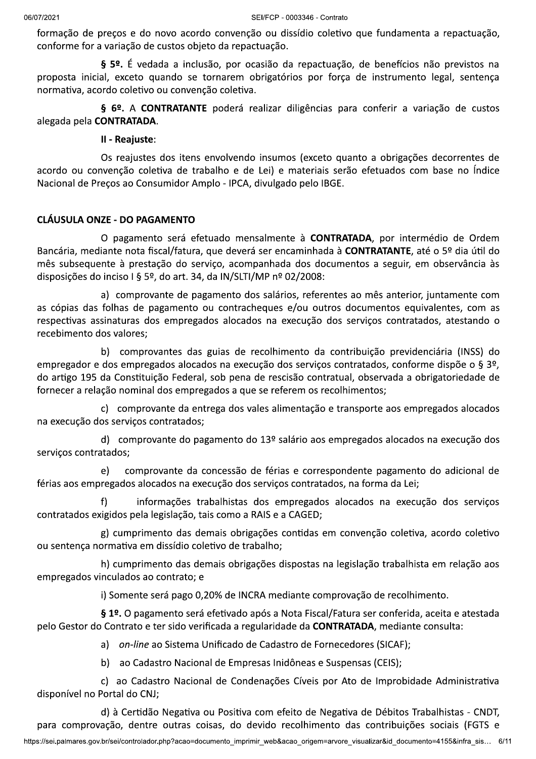formação de preços e do novo acordo convenção ou dissídio coletivo que fundamenta a repactuação, conforme for a variação de custos objeto da repactuação.

**§ 5º.** É vedada a inclusão, por ocasião da repactuação, de benefícios não previstos na proposta inicial, exceto quando se tornarem obrigatórios por força de instrumento legal, sentença normativa, acordo coletivo ou convenção coletiva.

**§ 6º.** A **CONTRATANTE** poderá realizar diligências para conferir a variação de custos alegada pela **CONTRATADA**.

**II - Reajuste**:

Os reajustes dos itens envolvendo insumos (exceto quanto a obrigações decorrentes de acordo ou convenção coletiva de trabalho e de Lei) e materiais serão efetuados com base no Índice Nacional de Preços ao Consumidor Amplo - IPCA, divulgado pelo IBGE.

## CLÁUSULA ONZE - DO PAGAMENTO

O pagamento será efetuado mensalmente à **CONTRATADA**, por intermédio de Ordem Bancária, mediante nota fiscal/fatura, que deverá ser encaminhada à **CONTRATANTE**, até o 5º dia útil do mês subsequente à prestação do serviço, acompanhada dos documentos a seguir, em observância às disposições do inciso I § 5º, do art. 34, da IN/SLTI/MP nº 02/2008:

a) comprovante de pagamento dos salários, referentes ao mês anterior, juntamente com as cópias das folhas de pagamento ou contracheques e/ou outros documentos equivalentes, com as respectivas assinaturas dos empregados alocados na execução dos serviços contratados, atestando o recebimento dos valores;

b) comprovantes das guias de recolhimento da contribuição previdenciária (INSS) do empregador e dos empregados alocados na execução dos serviços contratados, conforme dispõe o § 3º, do artigo 195 da Constituição Federal, sob pena de rescisão contratual, observada a obrigatoriedade de fornecer a relação nominal dos empregados a que se referem os recolhimentos;

c) comprovante da entrega dos vales alimentação e transporte aos empregados alocados na execução dos serviços contratados;

d) comprovante do pagamento do 13º salário aos empregados alocados na execução dos serviços contratados;

e) comprovante da concessão de férias e correspondente pagamento do adicional de férias aos empregados alocados na execução dos serviços contratados, na forma da Lei;

f) informações trabalhistas dos empregados alocados na execução dos serviços contratados exigidos pela legislação, tais como a RAIS e a CAGED;

g) cumprimento das demais obrigações contidas em convenção coletiva, acordo coletivo ou sentença normativa em dissídio coletivo de trabalho;

h) cumprimento das demais obrigações dispostas na legislação trabalhista em relação aos empregados vinculados ao contrato; e

i) Somente será pago 0,20% de INCRA mediante comprovação de recolhimento.

**§ 1º.** O pagamento será efetivado após a Nota Fiscal/Fatura ser conferida, aceita e atestada pelo Gestor do Contrato e ter sido verificada a regularidade da **CONTRATADA**, mediante consulta:

a) *on-line* ao Sistema Unificado de Cadastro de Fornecedores (SICAF);

b) ao Cadastro Nacional de Empresas Inidôneas e Suspensas (CEIS);

c) ao Cadastro Nacional de Condenações Cíveis por Ato de Improbidade Administrativa disponível no Portal do CNJ;

d) à Certidão Negativa ou Positiva com efeito de Negativa de Débitos Trabalhistas - CNDT, para comprovação, dentre outras coisas, do devido recolhimento das contribuições sociais (FGTS e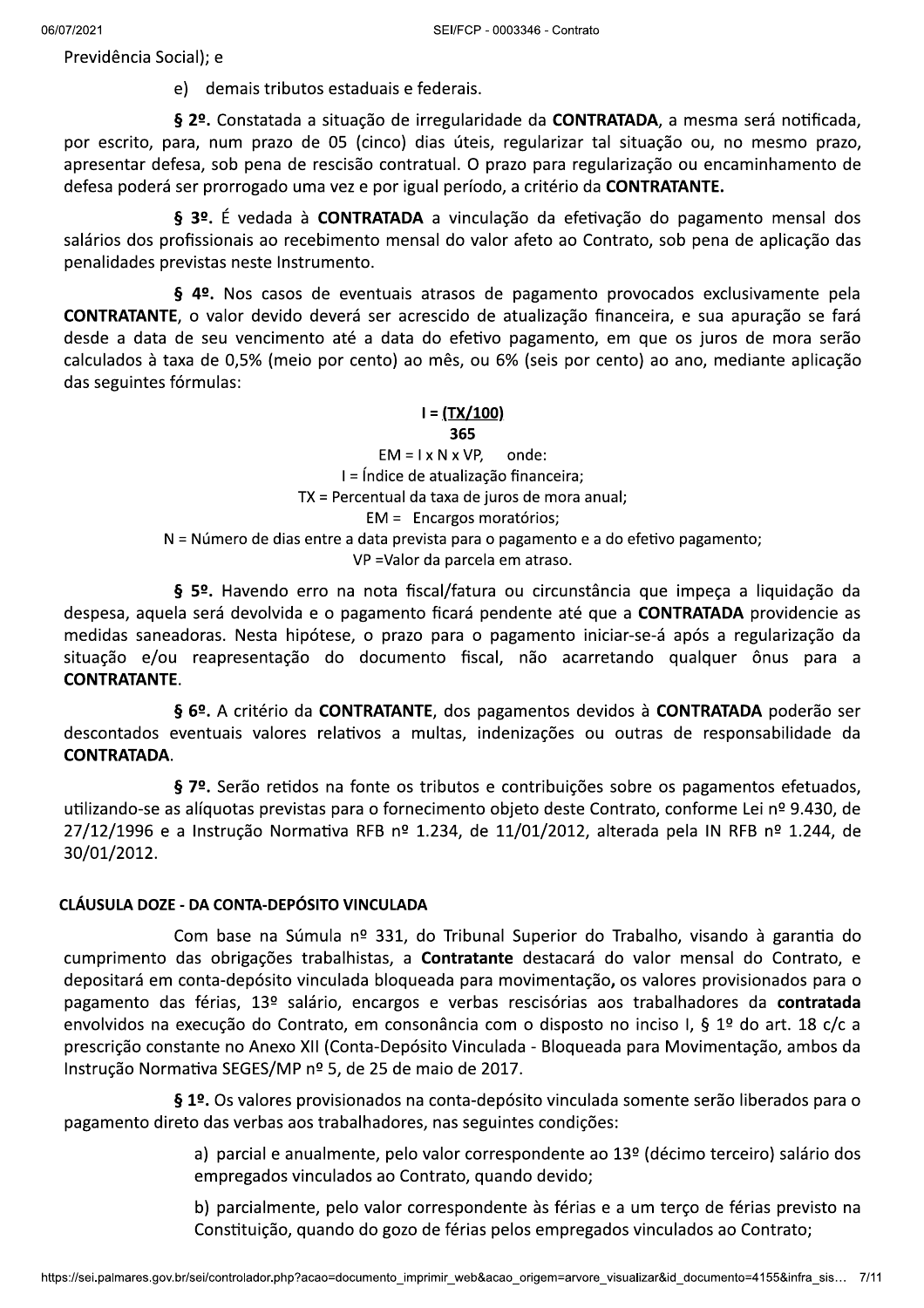Previdência Social); e

e) demais tributos estaduais e federais.

**§ 2º.** Constatada a situação de irregularidade da **CONTRATADA**, a mesma será notificada, por escrito, para, num prazo de 05 (cinco) dias úteis, regularizar tal situação ou, no mesmo prazo, apresentar defesa, sob pena de rescisão contratual. O prazo para regularização ou encaminhamento de defesa poderá ser prorrogado uma vez e por igual período, a critério da **CONTRATANTE.**

**§ 3º.** É vedada à **CONTRATADA** a vinculação da efetivação do pagamento mensal dos salários dos profissionais ao recebimento mensal do valor afeto ao Contrato, sob pena de aplicação das penalidades previstas neste Instrumento.

**§ 4º.** Nos casos de eventuais atrasos de pagamento provocados exclusivamente pela **CONTRATANTE**, o valor devido deverá ser acrescido de atualização financeira, e sua apuração se fará desde a data de seu vencimento até a data do efetivo pagamento, em que os juros de mora serão calculados à taxa de 0,5% (meio por cento) ao mês, ou 6% (seis por cento) ao ano, mediante aplicação das seguintes fórmulas:

$$I = \frac{(TX/100)}{365}$$

$$EM = I \times N \times VP,$$ onde:

I = Índice de atualização financeira;

TX = Percentual da taxa de juros de mora anual;

EM = Encargos moratórios;

N = Número de dias entre a data prevista para o pagamento e a do efetivo pagamento;

VP =Valor da parcela em atraso.

**§ 5º.** Havendo erro na nota fiscal/fatura ou circunstância que impeça a liquidação da despesa, aquela será devolvida e o pagamento ficará pendente até que a **CONTRATADA** providencie as medidas saneadoras. Nesta hipótese, o prazo para o pagamento iniciar-se-á após a regularização da situação e/ou reapresentação do documento fiscal, não acarretando qualquer ônus para a **CONTRATANTE**.

**§ 6º.** A critério da **CONTRATANTE**, dos pagamentos devidos à **CONTRATADA** poderão ser descontados eventuais valores relativos a multas, indenizações ou outras de responsabilidade da **CONTRATADA**.

**§ 7º.** Serão retidos na fonte os tributos e contribuições sobre os pagamentos efetuados, utilizando-se as alíquotas previstas para o fornecimento objeto deste Contrato, conforme Lei nº 9.430, de 27/12/1996 e a Instrução Normativa RFB nº 1.234, de 11/01/2012, alterada pela IN RFB nº 1.244, de 30/01/2012.

**CLÁUSULA DOZE - DA CONTA-DEPÓSITO VINCULADA**

Com base na Súmula nº 331, do Tribunal Superior do Trabalho, visando à garantia do cumprimento das obrigações trabalhistas, a **Contratante** destacará do valor mensal do Contrato, e depositará em conta-depósito vinculada bloqueada para movimentação**,** os valores provisionados para o pagamento das férias, 13º salário, encargos e verbas rescisórias aos trabalhadores da **contratada** envolvidos na execução do Contrato, em consonância com o disposto no inciso I, § 1º do art. 18 c/c a prescrição constante no Anexo XII (Conta-Depósito Vinculada - Bloqueada para Movimentação, ambos da Instrução Normativa SEGES/MP nº 5, de 25 de maio de 2017.

**§ 1º.** Os valores provisionados na conta-depósito vinculada somente serão liberados para o pagamento direto das verbas aos trabalhadores, nas seguintes condições:

a) parcial e anualmente, pelo valor correspondente ao 13º (décimo terceiro) salário dos empregados vinculados ao Contrato, quando devido;

b) parcialmente, pelo valor correspondente às férias e a um terço de férias previsto na Constituição, quando do gozo de férias pelos empregados vinculados ao Contrato;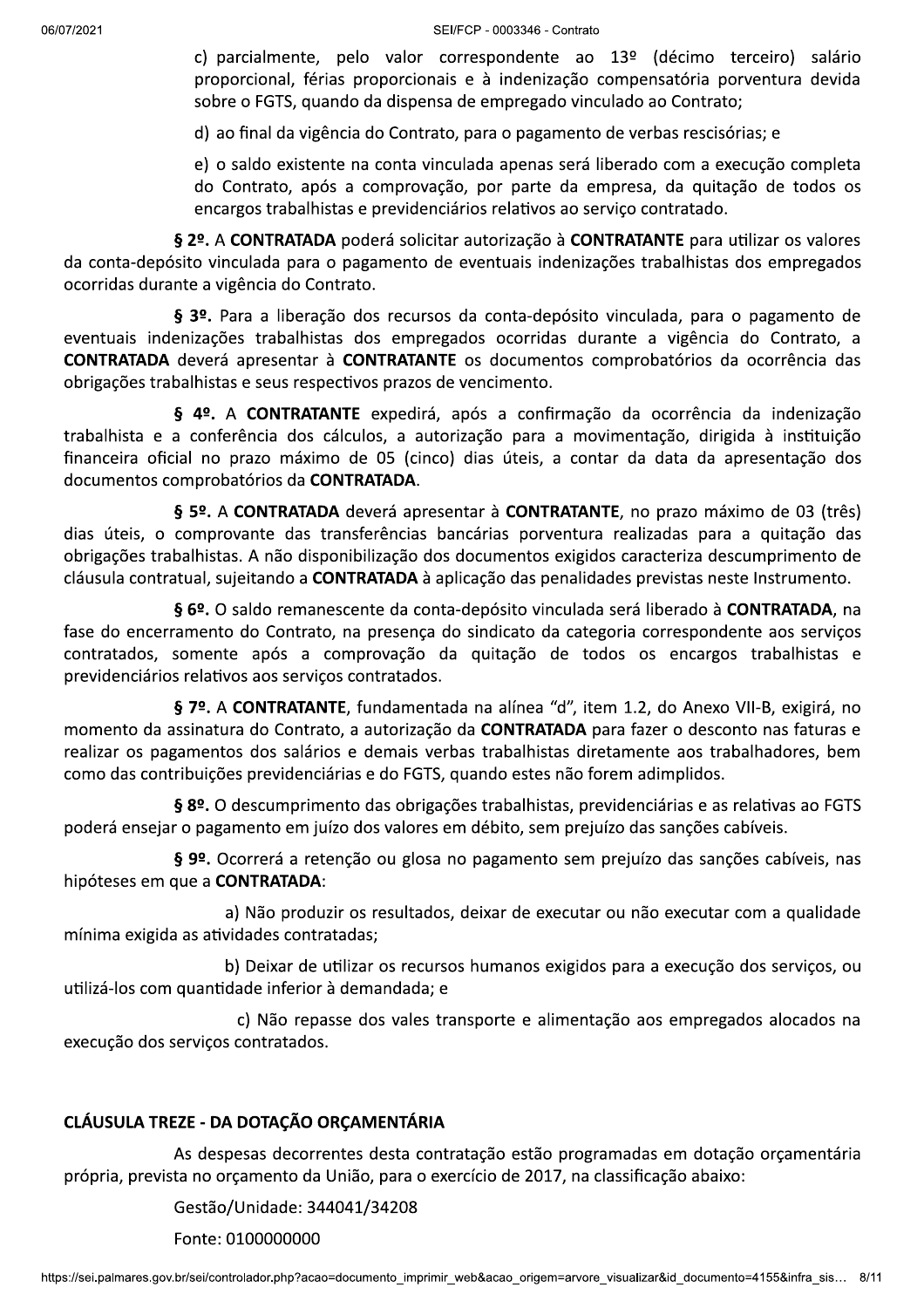c) parcialmente, pelo valor correspondente ao 13º (décimo terceiro) salário proporcional, férias proporcionais e à indenização compensatória porventura devida sobre o FGTS, quando da dispensa de empregado vinculado ao Contrato;

d) ao final da vigência do Contrato, para o pagamento de verbas rescisórias; e

e) o saldo existente na conta vinculada apenas será liberado com a execução completa do Contrato, após a comprovação, por parte da empresa, da quitação de todos os encargos trabalhistas e previdenciários relativos ao serviço contratado.

**§ 2º.** A **CONTRATADA** poderá solicitar autorização à **CONTRATANTE** para utilizar os valores da conta-depósito vinculada para o pagamento de eventuais indenizações trabalhistas dos empregados ocorridas durante a vigência do Contrato.

**§ 3º.** Para a liberação dos recursos da conta-depósito vinculada, para o pagamento de eventuais indenizações trabalhistas dos empregados ocorridas durante a vigência do Contrato, a **CONTRATADA** deverá apresentar à **CONTRATANTE** os documentos comprobatórios da ocorrência das obrigações trabalhistas e seus respectivos prazos de vencimento.

**§ 4º.** A **CONTRATANTE** expedirá, após a confirmação da ocorrência da indenização trabalhista e a conferência dos cálculos, a autorização para a movimentação, dirigida à instituição financeira oficial no prazo máximo de 05 (cinco) dias úteis, a contar da data da apresentação dos documentos comprobatórios da **CONTRATADA**.

**§ 5º.** A **CONTRATADA** deverá apresentar à **CONTRATANTE**, no prazo máximo de 03 (três) dias úteis, o comprovante das transferências bancárias porventura realizadas para a quitação das obrigações trabalhistas. A não disponibilização dos documentos exigidos caracteriza descumprimento de cláusula contratual, sujeitando a **CONTRATADA** à aplicação das penalidades previstas neste Instrumento.

**§ 6º.** O saldo remanescente da conta-depósito vinculada será liberado à **CONTRATADA**, na fase do encerramento do Contrato, na presença do sindicato da categoria correspondente aos serviços contratados, somente após a comprovação da quitação de todos os encargos trabalhistas e previdenciários relativos aos serviços contratados.

**§ 7º.** A **CONTRATANTE**, fundamentada na alínea "d", item 1.2, do Anexo VII-B, exigirá, no momento da assinatura do Contrato, a autorização da **CONTRATADA** para fazer o desconto nas faturas e realizar os pagamentos dos salários e demais verbas trabalhistas diretamente aos trabalhadores, bem como das contribuições previdenciárias e do FGTS, quando estes não forem adimplidos.

**§ 8º.** O descumprimento das obrigações trabalhistas, previdenciárias e as relativas ao FGTS poderá ensejar o pagamento em juízo dos valores em débito, sem prejuízo das sanções cabíveis.

**§ 9º.** Ocorrerá a retenção ou glosa no pagamento sem prejuízo das sanções cabíveis, nas hipóteses em que a **CONTRATADA**:

a) Não produzir os resultados, deixar de executar ou não executar com a qualidade mínima exigida as atividades contratadas;

b) Deixar de utilizar os recursos humanos exigidos para a execução dos serviços, ou utilizá-los com quantidade inferior à demandada; e

c) Não repasse dos vales transporte e alimentação aos empregados alocados na execução dos serviços contratados.

## CLÁUSULA TREZE - DA DOTAÇÃO ORÇAMENTÁRIA

As despesas decorrentes desta contratação estão programadas em dotação orçamentária própria, prevista no orçamento da União, para o exercício de 2017, na classificação abaixo:

Gestão/Unidade: 344041/34208

Fonte: 0100000000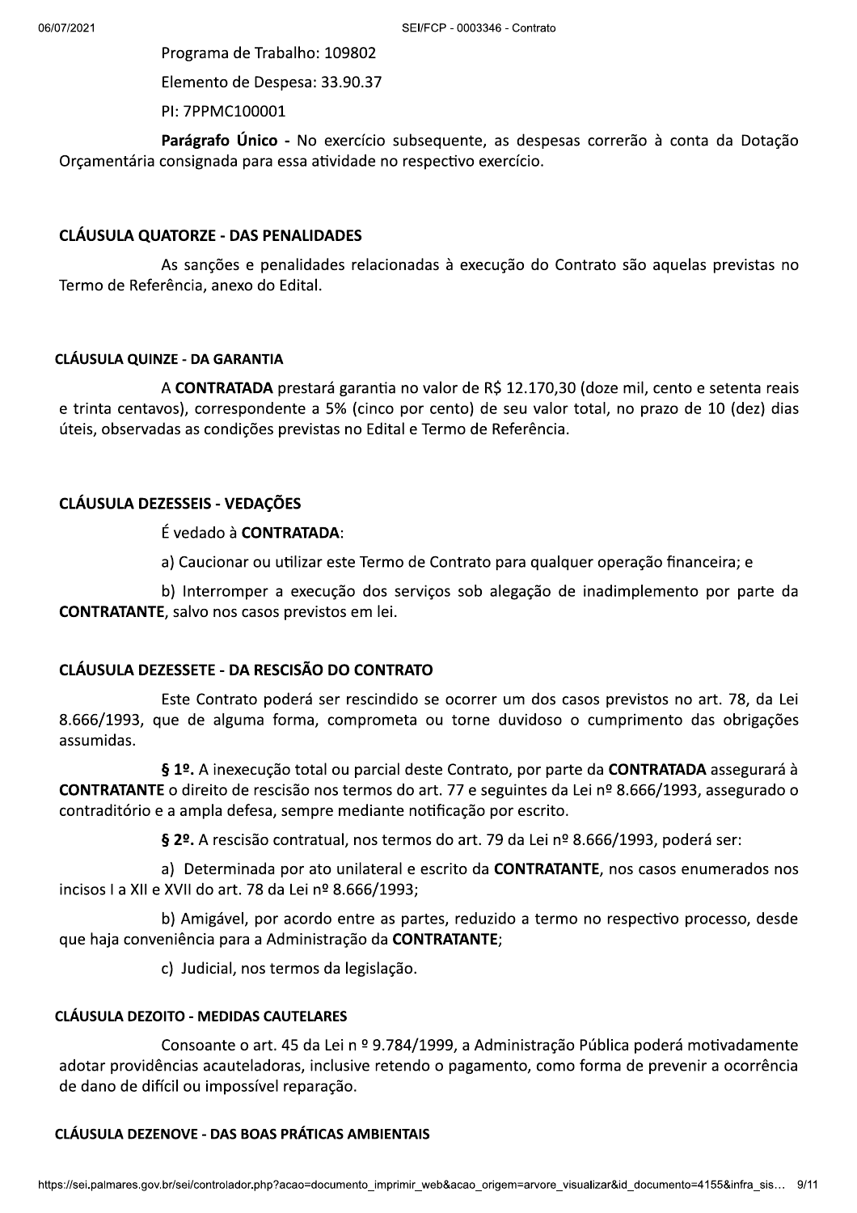Programa de Trabalho: 109802

Elemento de Despesa: 33.90.37

PI: 7PPMC100001

**Parágrafo Único -** No exercício subsequente, as despesas correrão à conta da Dotação Orçamentária consignada para essa atividade no respectivo exercício.

**CLÁUSULA QUATORZE - DAS PENALIDADES**

As sanções e penalidades relacionadas à execução do Contrato são aquelas previstas no Termo de Referência, anexo do Edital.

**CLÁUSULA QUINZE - DA GARANTIA**

A **CONTRATADA** prestará garantia no valor de R$ 12.170,30 (doze mil, cento e setenta reais e trinta centavos), correspondente a 5% (cinco por cento) de seu valor total, no prazo de 10 (dez) dias úteis, observadas as condições previstas no Edital e Termo de Referência.

**CLÁUSULA DEZESSEIS - VEDAÇÕES**

É vedado à **CONTRATADA**:

a) Caucionar ou utilizar este Termo de Contrato para qualquer operação financeira; e

b) Interromper a execução dos serviços sob alegação de inadimplemento por parte da **CONTRATANTE**, salvo nos casos previstos em lei.

**CLÁUSULA DEZESSETE - DA RESCISÃO DO CONTRATO**

Este Contrato poderá ser rescindido se ocorrer um dos casos previstos no art. 78, da Lei 8.666/1993, que de alguma forma, comprometa ou torne duvidoso o cumprimento das obrigações assumidas.

**§ 1º.** A inexecução total ou parcial deste Contrato, por parte da **CONTRATADA** assegurará à **CONTRATANTE** o direito de rescisão nos termos do art. 77 e seguintes da Lei nº 8.666/1993, assegurado o contraditório e a ampla defesa, sempre mediante notificação por escrito.

**§ 2º.** A rescisão contratual, nos termos do art. 79 da Lei nº 8.666/1993, poderá ser:

a) Determinada por ato unilateral e escrito da **CONTRATANTE**, nos casos enumerados nos incisos I a XII e XVII do art. 78 da Lei nº 8.666/1993;

b) Amigável, por acordo entre as partes, reduzido a termo no respectivo processo, desde que haja conveniência para a Administração da **CONTRATANTE**;

c) Judicial, nos termos da legislação.

**CLÁUSULA DEZOITO - MEDIDAS CAUTELARES**

Consoante o art. 45 da Lei n º 9.784/1999, a Administração Pública poderá motivadamente adotar providências acauteladoras, inclusive retendo o pagamento, como forma de prevenir a ocorrência de dano de difícil ou impossível reparação.

**CLÁUSULA DEZENOVE - DAS BOAS PRÁTICAS AMBIENTAIS**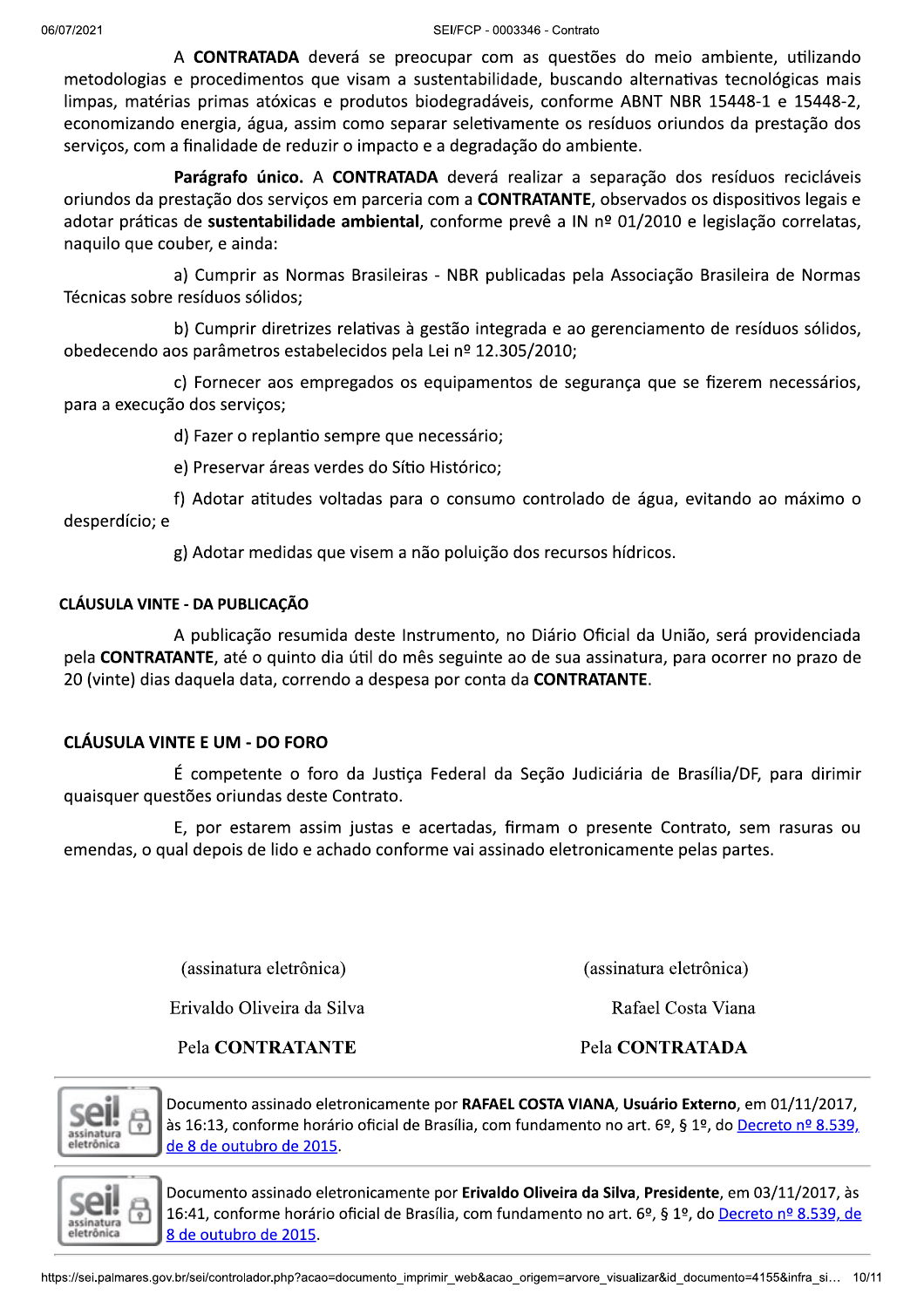A **CONTRATADA** deverá se preocupar com as questões do meio ambiente, utilizando metodologias e procedimentos que visam a sustentabilidade, buscando alternativas tecnológicas mais limpas, matérias primas atóxicas e produtos biodegradáveis, conforme ABNT NBR 15448-1 e 15448-2, economizando energia, água, assim como separar seletivamente os resíduos oriundos da prestação dos serviços, com a finalidade de reduzir o impacto e a degradação do ambiente.

**Parágrafo único.** A **CONTRATADA** deverá realizar a separação dos resíduos recicláveis oriundos da prestação dos serviços em parceria com a **CONTRATANTE**, observados os dispositivos legais e adotar práticas de **sustentabilidade ambiental**, conforme prevê a IN nº 01/2010 e legislação correlatas, naquilo que couber, e ainda:

a) Cumprir as Normas Brasileiras - NBR publicadas pela Associação Brasileira de Normas Técnicas sobre resíduos sólidos;

b) Cumprir diretrizes relativas à gestão integrada e ao gerenciamento de resíduos sólidos, obedecendo aos parâmetros estabelecidos pela Lei nº 12.305/2010;

c) Fornecer aos empregados os equipamentos de segurança que se fizerem necessários, para a execução dos serviços;

d) Fazer o replantio sempre que necessário;

e) Preservar áreas verdes do Sítio Histórico;

f) Adotar atitudes voltadas para o consumo controlado de água, evitando ao máximo o desperdício; e

g) Adotar medidas que visem a não poluição dos recursos hídricos.

## CLÁUSULA VINTE - DA PUBLICAÇÃO

A publicação resumida deste Instrumento, no Diário Oficial da União, será providenciada pela **CONTRATANTE**, até o quinto dia útil do mês seguinte ao de sua assinatura, para ocorrer no prazo de 20 (vinte) dias daquela data, correndo a despesa por conta da **CONTRATANTE**.

## CLÁUSULA VINTE E UM - DO FORO

É competente o foro da Justiça Federal da Seção Judiciária de Brasília/DF, para dirimir quaisquer questões oriundas deste Contrato.

E, por estarem assim justas e acertadas, firmam o presente Contrato, sem rasuras ou emendas, o qual depois de lido e achado conforme vai assinado eletronicamente pelas partes.

| | |
|---|---|
| (assinatura eletrônica) | (assinatura eletrônica) |
| Erivaldo Oliveira da Silva | Rafael Costa Viana |
| Pela **CONTRATANTE** | Pela **CONTRATADA** |

Documento assinado eletronicamente por **RAFAEL COSTA VIANA**, **Usuário Externo**, em 01/11/2017, às 16:13, conforme horário oficial de Brasília, com fundamento no art. 6º, § 1º, do Decreto nº 8.539, de 8 de outubro de 2015.

Documento assinado eletronicamente por **Erivaldo Oliveira da Silva**, **Presidente**, em 03/11/2017, às 16:41, conforme horário oficial de Brasília, com fundamento no art. 6º, § 1º, do Decreto nº 8.539, de 8 de outubro de 2015.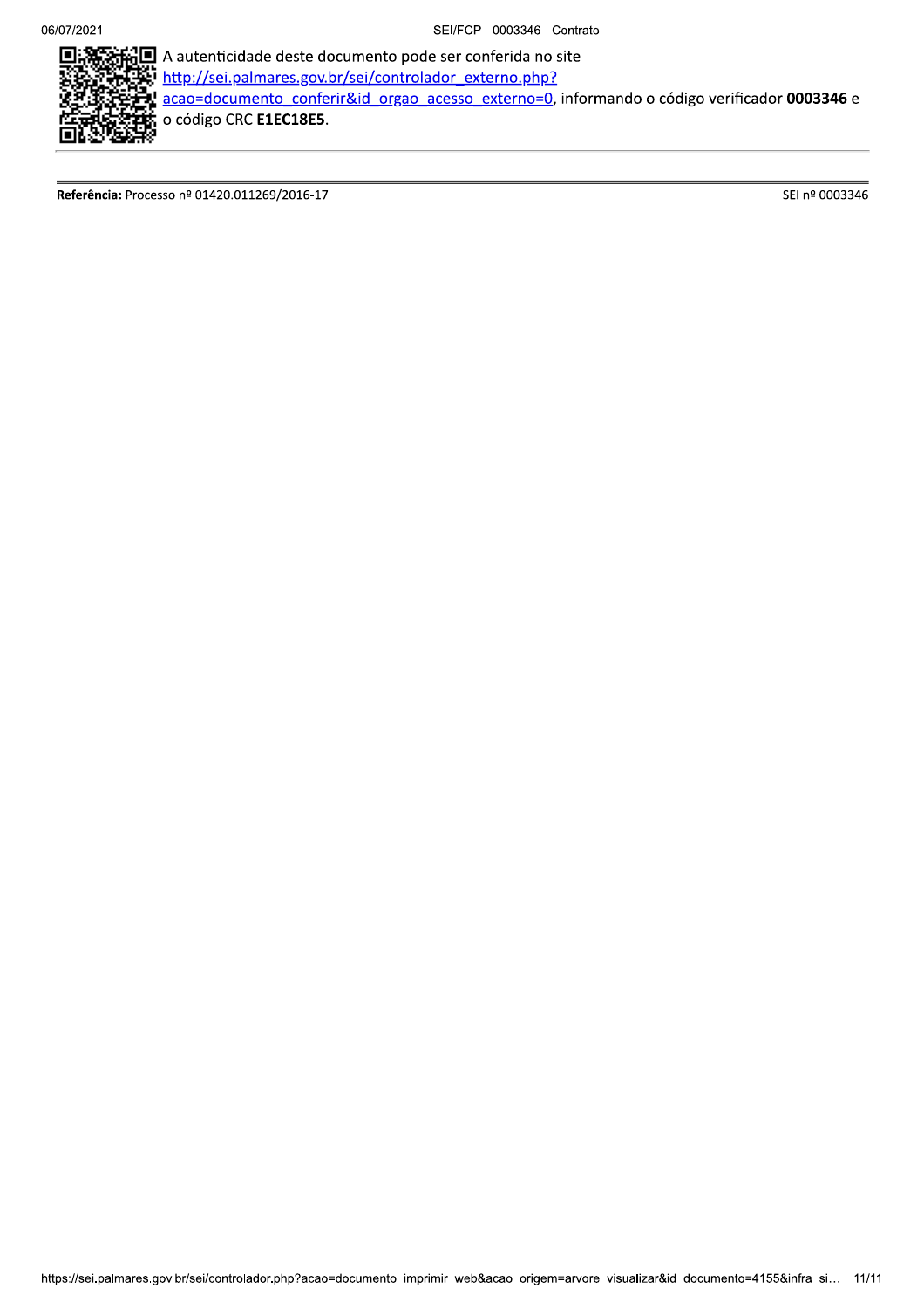A autenticidade deste documento pode ser conferida no site http://sei.palmares.gov.br/sei/controlador_externo.php?acao=documento_conferir&id_orgao_acesso_externo=0, informando o código verificador **0003346** e o código CRC **E1EC18E5**.

---

**Referência:** Processo nº 01420.011269/2016-17 SEI nº 0003346